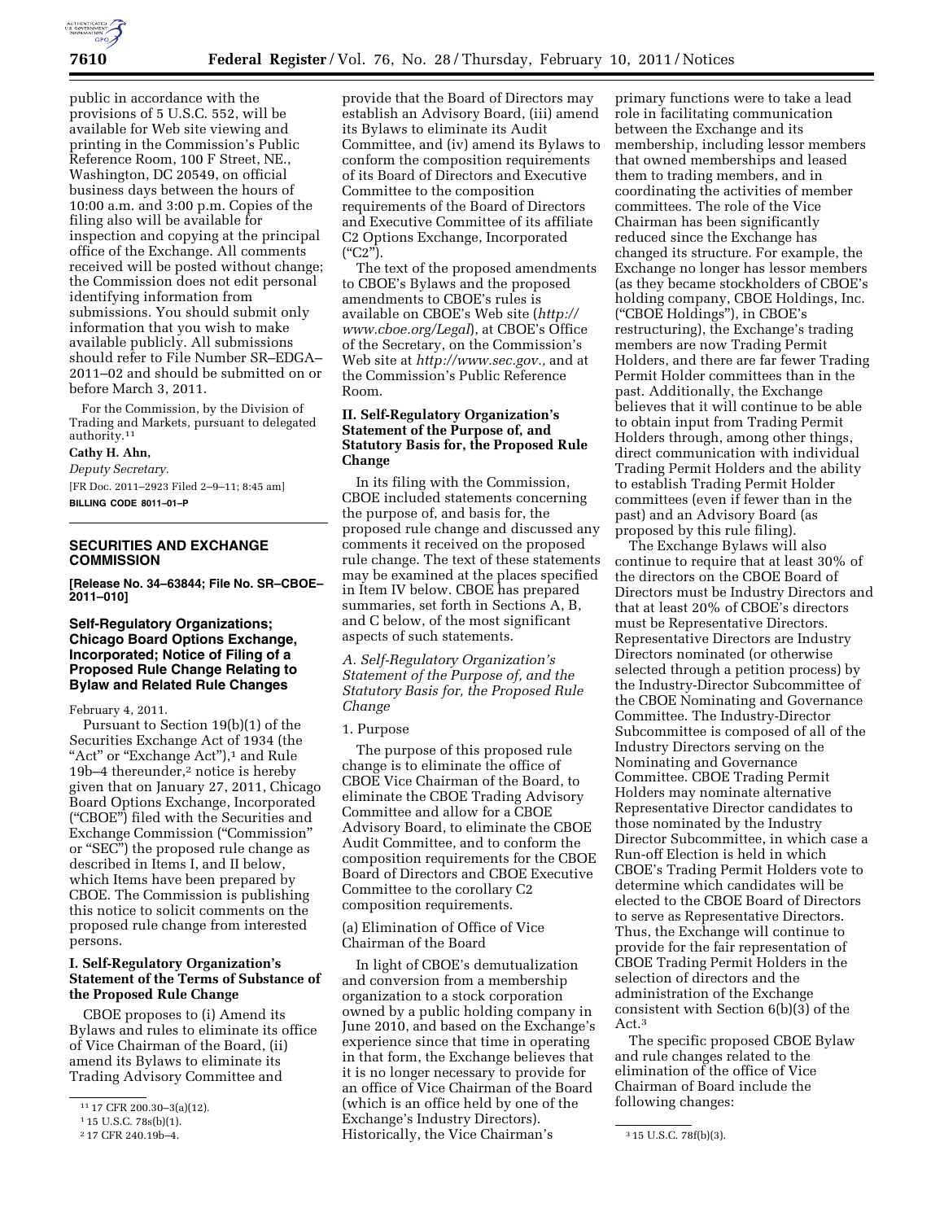public in accordance with the provisions of 5 U.S.C. 552, will be available for Web site viewing and printing in the Commission's Public Reference Room, 100 F Street, NE., Washington, DC 20549, on official business days between the hours of 10:00 a.m. and 3:00 p.m. Copies of the filing also will be available for inspection and copying at the principal office of the Exchange. All comments received will be posted without change; the Commission does not edit personal identifying information from submissions. You should submit only information that you wish to make available publicly. All submissions should refer to File Number SR–EDGA–2011–02 and should be submitted on or before March 3, 2011.

For the Commission, by the Division of Trading and Markets, pursuant to delegated authority.[11]

**Cathy H. Ahn,**

*Deputy Secretary.*

[FR Doc. 2011–2923 Filed 2–9–11; 8:45 am]

**BILLING CODE 8011–01–P**

[11] 17 CFR 200.30–3(a)(12).

## SECURITIES AND EXCHANGE COMMISSION

**[Release No. 34–63844; File No. SR–CBOE–2011–010]**

## Self-Regulatory Organizations; Chicago Board Options Exchange, Incorporated; Notice of Filing of a Proposed Rule Change Relating to Bylaw and Related Rule Changes

February 4, 2011.

Pursuant to Section 19(b)(1) of the Securities Exchange Act of 1934 (the "Act" or "Exchange Act"),[1] and Rule 19b–4 thereunder,[2] notice is hereby given that on January 27, 2011, Chicago Board Options Exchange, Incorporated ("CBOE") filed with the Securities and Exchange Commission ("Commission" or "SEC") the proposed rule change as described in Items I, and II below, which Items have been prepared by CBOE. The Commission is publishing this notice to solicit comments on the proposed rule change from interested persons.

### I. Self-Regulatory Organization's Statement of the Terms of Substance of the Proposed Rule Change

CBOE proposes to (i) Amend its Bylaws and rules to eliminate its office of Vice Chairman of the Board, (ii) amend its Bylaws to eliminate its Trading Advisory Committee and provide that the Board of Directors may establish an Advisory Board, (iii) amend its Bylaws to eliminate its Audit Committee, and (iv) amend its Bylaws to conform the composition requirements of its Board of Directors and Executive Committee to the composition requirements of the Board of Directors and Executive Committee of its affiliate C2 Options Exchange, Incorporated ("C2").

The text of the proposed amendments to CBOE's Bylaws and the proposed amendments to CBOE's rules is available on CBOE's Web site (*http://www.cboe.org/Legal*), at CBOE's Office of the Secretary, on the Commission's Web site at *http://www.sec.gov.,* and at the Commission's Public Reference Room.

[1] 15 U.S.C. 78s(b)(1).

[2] 17 CFR 240.19b–4.

### II. Self-Regulatory Organization's Statement of the Purpose of, and Statutory Basis for, the Proposed Rule Change

In its filing with the Commission, CBOE included statements concerning the purpose of, and basis for, the proposed rule change and discussed any comments it received on the proposed rule change. The text of these statements may be examined at the places specified in Item IV below. CBOE has prepared summaries, set forth in Sections A, B, and C below, of the most significant aspects of such statements.

*A. Self-Regulatory Organization's Statement of the Purpose of, and the Statutory Basis for, the Proposed Rule Change*

1. Purpose

The purpose of this proposed rule change is to eliminate the office of CBOE Vice Chairman of the Board, to eliminate the CBOE Trading Advisory Committee and allow for a CBOE Advisory Board, to eliminate the CBOE Audit Committee, and to conform the composition requirements for the CBOE Board of Directors and CBOE Executive Committee to the corollary C2 composition requirements.

(a) Elimination of Office of Vice Chairman of the Board

In light of CBOE's demutualization and conversion from a membership organization to a stock corporation owned by a public holding company in June 2010, and based on the Exchange's experience since that time in operating in that form, the Exchange believes that it is no longer necessary to provide for an office of Vice Chairman of the Board (which is an office held by one of the Exchange's Industry Directors). Historically, the Vice Chairman's primary functions were to take a lead role in facilitating communication between the Exchange and its membership, including lessor members that owned memberships and leased them to trading members, and in coordinating the activities of member committees. The role of the Vice Chairman has been significantly reduced since the Exchange has changed its structure. For example, the Exchange no longer has lessor members (as they became stockholders of CBOE's holding company, CBOE Holdings, Inc. ("CBOE Holdings"), in CBOE's restructuring), the Exchange's trading members are now Trading Permit Holders, and there are far fewer Trading Permit Holder committees than in the past. Additionally, the Exchange believes that it will continue to be able to obtain input from Trading Permit Holders through, among other things, direct communication with individual Trading Permit Holders and the ability to establish Trading Permit Holder committees (even if fewer than in the past) and an Advisory Board (as proposed by this rule filing).

The Exchange Bylaws will also continue to require that at least 30% of the directors on the CBOE Board of Directors must be Industry Directors and that at least 20% of CBOE's directors must be Representative Directors. Representative Directors are Industry Directors nominated (or otherwise selected through a petition process) by the Industry-Director Subcommittee of the CBOE Nominating and Governance Committee. The Industry-Director Subcommittee is composed of all of the Industry Directors serving on the Nominating and Governance Committee. CBOE Trading Permit Holders may nominate alternative Representative Director candidates to those nominated by the Industry Director Subcommittee, in which case a Run-off Election is held in which CBOE's Trading Permit Holders vote to determine which candidates will be elected to the CBOE Board of Directors to serve as Representative Directors. Thus, the Exchange will continue to provide for the fair representation of CBOE Trading Permit Holders in the selection of directors and the administration of the Exchange consistent with Section 6(b)(3) of the Act.[3]

The specific proposed CBOE Bylaw and rule changes related to the elimination of the office of Vice Chairman of Board include the following changes:

[3] 15 U.S.C. 78f(b)(3).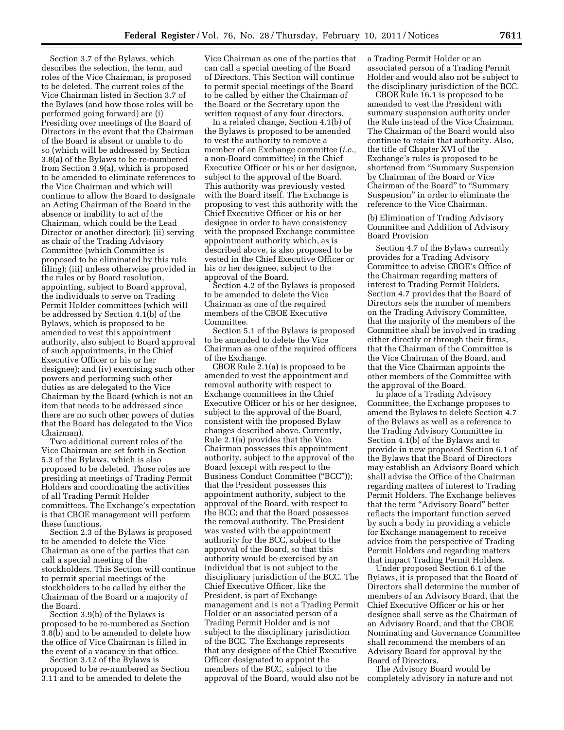Section 3.7 of the Bylaws, which describes the selection, the term, and roles of the Vice Chairman, is proposed to be deleted. The current roles of the Vice Chairman listed in Section 3.7 of the Bylaws (and how those roles will be performed going forward) are (i) Presiding over meetings of the Board of Directors in the event that the Chairman of the Board is absent or unable to do so (which will be addressed by Section 3.8(a) of the Bylaws to be re-numbered from Section 3.9(a), which is proposed to be amended to eliminate references to the Vice Chairman and which will continue to allow the Board to designate an Acting Chairman of the Board in the absence or inability to act of the Chairman, which could be the Lead Director or another director); (ii) serving as chair of the Trading Advisory Committee (which Committee is proposed to be eliminated by this rule filing); (iii) unless otherwise provided in the rules or by Board resolution, appointing, subject to Board approval, the individuals to serve on Trading Permit Holder committees (which will be addressed by Section 4.1(b) of the Bylaws, which is proposed to be amended to vest this appointment authority, also subject to Board approval of such appointments, in the Chief Executive Officer or his or her designee); and (iv) exercising such other powers and performing such other duties as are delegated to the Vice Chairman by the Board (which is not an item that needs to be addressed since there are no such other powers of duties that the Board has delegated to the Vice Chairman).

Two additional current roles of the Vice Chairman are set forth in Section 5.3 of the Bylaws, which is also proposed to be deleted. Those roles are presiding at meetings of Trading Permit Holders and coordinating the activities of all Trading Permit Holder committees. The Exchange's expectation is that CBOE management will perform these functions.

Section 2.3 of the Bylaws is proposed to be amended to delete the Vice Chairman as one of the parties that can call a special meeting of the stockholders. This Section will continue to permit special meetings of the stockholders to be called by either the Chairman of the Board or a majority of the Board.

Section 3.9(b) of the Bylaws is proposed to be re-numbered as Section 3.8(b) and to be amended to delete how the office of Vice Chairman is filled in the event of a vacancy in that office.

Section 3.12 of the Bylaws is proposed to be re-numbered as Section 3.11 and to be amended to delete the Vice Chairman as one of the parties that can call a special meeting of the Board of Directors. This Section will continue to permit special meetings of the Board to be called by either the Chairman of the Board or the Secretary upon the written request of any four directors.

In a related change, Section 4.1(b) of the Bylaws is proposed to be amended to vest the authority to remove a member of an Exchange committee (*i.e.,* a non-Board committee) in the Chief Executive Officer or his or her designee, subject to the approval of the Board. This authority was previously vested with the Board itself. The Exchange is proposing to vest this authority with the Chief Executive Officer or his or her designee in order to have consistency with the proposed Exchange committee appointment authority which, as is described above, is also proposed to be vested in the Chief Executive Officer or his or her designee, subject to the approval of the Board.

Section 4.2 of the Bylaws is proposed to be amended to delete the Vice Chairman as one of the required members of the CBOE Executive Committee.

Section 5.1 of the Bylaws is proposed to be amended to delete the Vice Chairman as one of the required officers of the Exchange.

CBOE Rule 2.1(a) is proposed to be amended to vest the appointment and removal authority with respect to Exchange committees in the Chief Executive Officer or his or her designee, subject to the approval of the Board, consistent with the proposed Bylaw changes described above. Currently, Rule 2.1(a) provides that the Vice Chairman possesses this appointment authority, subject to the approval of the Board (except with respect to the Business Conduct Committee ("BCC")); that the President possesses this appointment authority, subject to the approval of the Board, with respect to the BCC; and that the Board possesses the removal authority. The President was vested with the appointment authority for the BCC, subject to the approval of the Board, so that this authority would be exercised by an individual that is not subject to the disciplinary jurisdiction of the BCC. The Chief Executive Officer, like the President, is part of Exchange management and is not a Trading Permit Holder or an associated person of a Trading Permit Holder and is not subject to the disciplinary jurisdiction of the BCC. The Exchange represents that any designee of the Chief Executive Officer designated to appoint the members of the BCC, subject to the approval of the Board, would also not be a Trading Permit Holder or an associated person of a Trading Permit Holder and would also not be subject to the disciplinary jurisdiction of the BCC.

CBOE Rule 16.1 is proposed to be amended to vest the President with summary suspension authority under the Rule instead of the Vice Chairman. The Chairman of the Board would also continue to retain that authority. Also, the title of Chapter XVI of the Exchange's rules is proposed to be shortened from "Summary Suspension by Chairman of the Board or Vice Chairman of the Board" to "Summary Suspension" in order to eliminate the reference to the Vice Chairman.

(b) Elimination of Trading Advisory Committee and Addition of Advisory Board Provision

Section 4.7 of the Bylaws currently provides for a Trading Advisory Committee to advise CBOE's Office of the Chairman regarding matters of interest to Trading Permit Holders. Section 4.7 provides that the Board of Directors sets the number of members on the Trading Advisory Committee, that the majority of the members of the Committee shall be involved in trading either directly or through their firms, that the Chairman of the Committee is the Vice Chairman of the Board, and that the Vice Chairman appoints the other members of the Committee with the approval of the Board.

In place of a Trading Advisory Committee, the Exchange proposes to amend the Bylaws to delete Section 4.7 of the Bylaws as well as a reference to the Trading Advisory Committee in Section 4.1(b) of the Bylaws and to provide in new proposed Section 6.1 of the Bylaws that the Board of Directors may establish an Advisory Board which shall advise the Office of the Chairman regarding matters of interest to Trading Permit Holders. The Exchange believes that the term "Advisory Board" better reflects the important function served by such a body in providing a vehicle for Exchange management to receive advice from the perspective of Trading Permit Holders and regarding matters that impact Trading Permit Holders.

Under proposed Section 6.1 of the Bylaws, it is proposed that the Board of Directors shall determine the number of members of an Advisory Board, that the Chief Executive Officer or his or her designee shall serve as the Chairman of an Advisory Board, and that the CBOE Nominating and Governance Committee shall recommend the members of an Advisory Board for approval by the Board of Directors.

The Advisory Board would be completely advisory in nature and not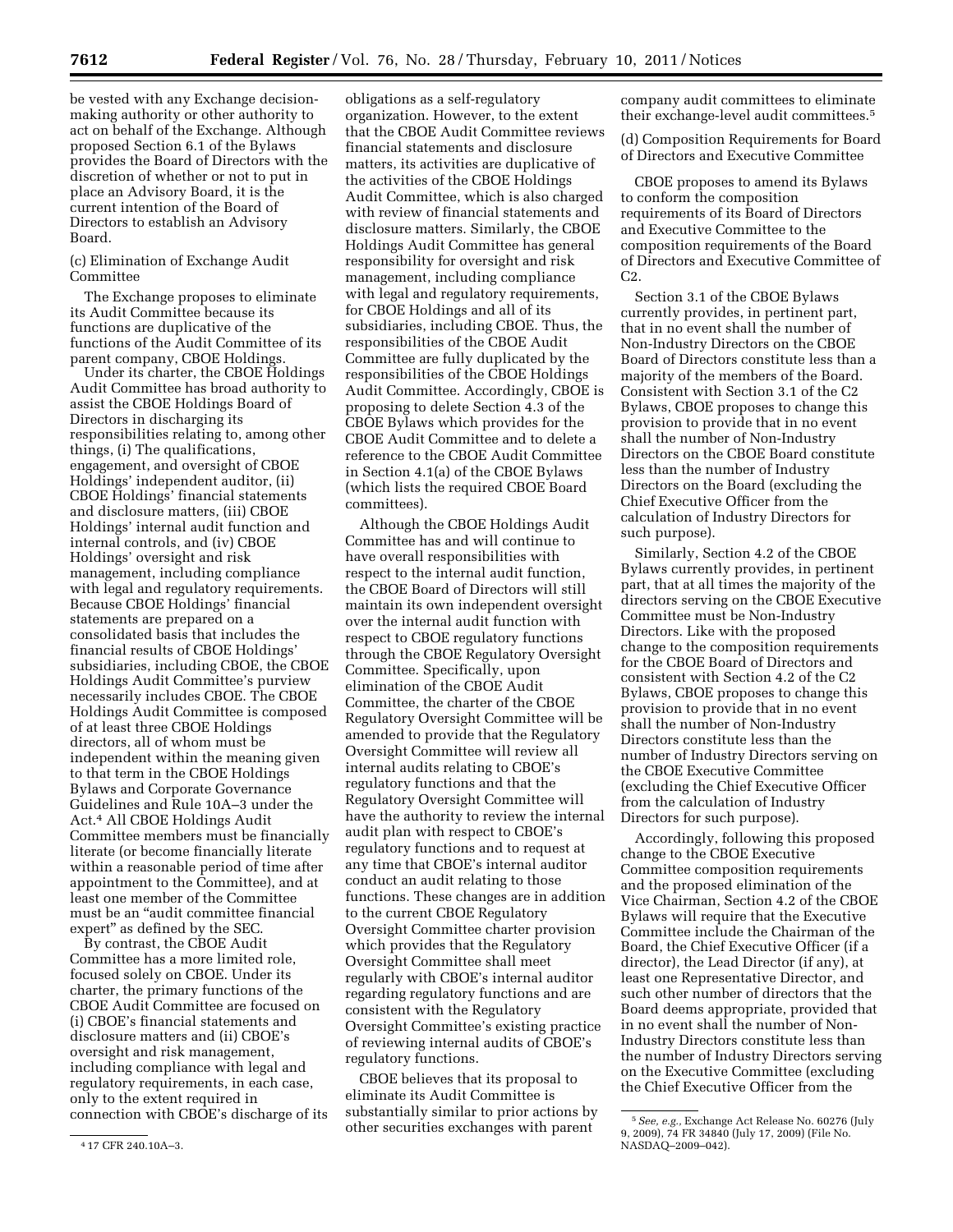be vested with any Exchange decision-making authority or other authority to act on behalf of the Exchange. Although proposed Section 6.1 of the Bylaws provides the Board of Directors with the discretion of whether or not to put in place an Advisory Board, it is the current intention of the Board of Directors to establish an Advisory Board.

(c) Elimination of Exchange Audit Committee

The Exchange proposes to eliminate its Audit Committee because its functions are duplicative of the functions of the Audit Committee of its parent company, CBOE Holdings.

Under its charter, the CBOE Holdings Audit Committee has broad authority to assist the CBOE Holdings Board of Directors in discharging its responsibilities relating to, among other things, (i) The qualifications, engagement, and oversight of CBOE Holdings' independent auditor, (ii) CBOE Holdings' financial statements and disclosure matters, (iii) CBOE Holdings' internal audit function and internal controls, and (iv) CBOE Holdings' oversight and risk management, including compliance with legal and regulatory requirements. Because CBOE Holdings' financial statements are prepared on a consolidated basis that includes the financial results of CBOE Holdings' subsidiaries, including CBOE, the CBOE Holdings Audit Committee's purview necessarily includes CBOE. The CBOE Holdings Audit Committee is composed of at least three CBOE Holdings directors, all of whom must be independent within the meaning given to that term in the CBOE Holdings Bylaws and Corporate Governance Guidelines and Rule 10A–3 under the Act.[4] All CBOE Holdings Audit Committee members must be financially literate (or become financially literate within a reasonable period of time after appointment to the Committee), and at least one member of the Committee must be an "audit committee financial expert" as defined by the SEC.

By contrast, the CBOE Audit Committee has a more limited role, focused solely on CBOE. Under its charter, the primary functions of the CBOE Audit Committee are focused on (i) CBOE's financial statements and disclosure matters and (ii) CBOE's oversight and risk management, including compliance with legal and regulatory requirements, in each case, only to the extent required in connection with CBOE's discharge of its obligations as a self-regulatory organization. However, to the extent that the CBOE Audit Committee reviews financial statements and disclosure matters, its activities are duplicative of the activities of the CBOE Holdings Audit Committee, which is also charged with review of financial statements and disclosure matters. Similarly, the CBOE Holdings Audit Committee has general responsibility for oversight and risk management, including compliance with legal and regulatory requirements, for CBOE Holdings and all of its subsidiaries, including CBOE. Thus, the responsibilities of the CBOE Audit Committee are fully duplicated by the responsibilities of the CBOE Holdings Audit Committee. Accordingly, CBOE is proposing to delete Section 4.3 of the CBOE Bylaws which provides for the CBOE Audit Committee and to delete a reference to the CBOE Audit Committee in Section 4.1(a) of the CBOE Bylaws (which lists the required CBOE Board committees).

Although the CBOE Holdings Audit Committee has and will continue to have overall responsibilities with respect to the internal audit function, the CBOE Board of Directors will still maintain its own independent oversight over the internal audit function with respect to CBOE regulatory functions through the CBOE Regulatory Oversight Committee. Specifically, upon elimination of the CBOE Audit Committee, the charter of the CBOE Regulatory Oversight Committee will be amended to provide that the Regulatory Oversight Committee will review all internal audits relating to CBOE's regulatory functions and that the Regulatory Oversight Committee will have the authority to review the internal audit plan with respect to CBOE's regulatory functions and to request at any time that CBOE's internal auditor conduct an audit relating to those functions. These changes are in addition to the current CBOE Regulatory Oversight Committee charter provision which provides that the Regulatory Oversight Committee shall meet regularly with CBOE's internal auditor regarding regulatory functions and are consistent with the Regulatory Oversight Committee's existing practice of reviewing internal audits of CBOE's regulatory functions.

CBOE believes that its proposal to eliminate its Audit Committee is substantially similar to prior actions by other securities exchanges with parent company audit committees to eliminate their exchange-level audit committees.[5]

(d) Composition Requirements for Board of Directors and Executive Committee

CBOE proposes to amend its Bylaws to conform the composition requirements of its Board of Directors and Executive Committee to the composition requirements of the Board of Directors and Executive Committee of C2.

Section 3.1 of the CBOE Bylaws currently provides, in pertinent part, that in no event shall the number of Non-Industry Directors on the CBOE Board of Directors constitute less than a majority of the members of the Board. Consistent with Section 3.1 of the C2 Bylaws, CBOE proposes to change this provision to provide that in no event shall the number of Non-Industry Directors on the CBOE Board constitute less than the number of Industry Directors on the Board (excluding the Chief Executive Officer from the calculation of Industry Directors for such purpose).

Similarly, Section 4.2 of the CBOE Bylaws currently provides, in pertinent part, that at all times the majority of the directors serving on the CBOE Executive Committee must be Non-Industry Directors. Like with the proposed change to the composition requirements for the CBOE Board of Directors and consistent with Section 4.2 of the C2 Bylaws, CBOE proposes to change this provision to provide that in no event shall the number of Non-Industry Directors constitute less than the number of Industry Directors serving on the CBOE Executive Committee (excluding the Chief Executive Officer from the calculation of Industry Directors for such purpose).

Accordingly, following this proposed change to the CBOE Executive Committee composition requirements and the proposed elimination of the Vice Chairman, Section 4.2 of the CBOE Bylaws will require that the Executive Committee include the Chairman of the Board, the Chief Executive Officer (if a director), the Lead Director (if any), at least one Representative Director, and such other number of directors that the Board deems appropriate, provided that in no event shall the number of Non-Industry Directors constitute less than the number of Industry Directors serving on the Executive Committee (excluding the Chief Executive Officer from the

[4] 17 CFR 240.10A–3.

[5] *See, e.g.,* Exchange Act Release No. 60276 (July 9, 2009), 74 FR 34840 (July 17, 2009) (File No. NASDAQ–2009–042).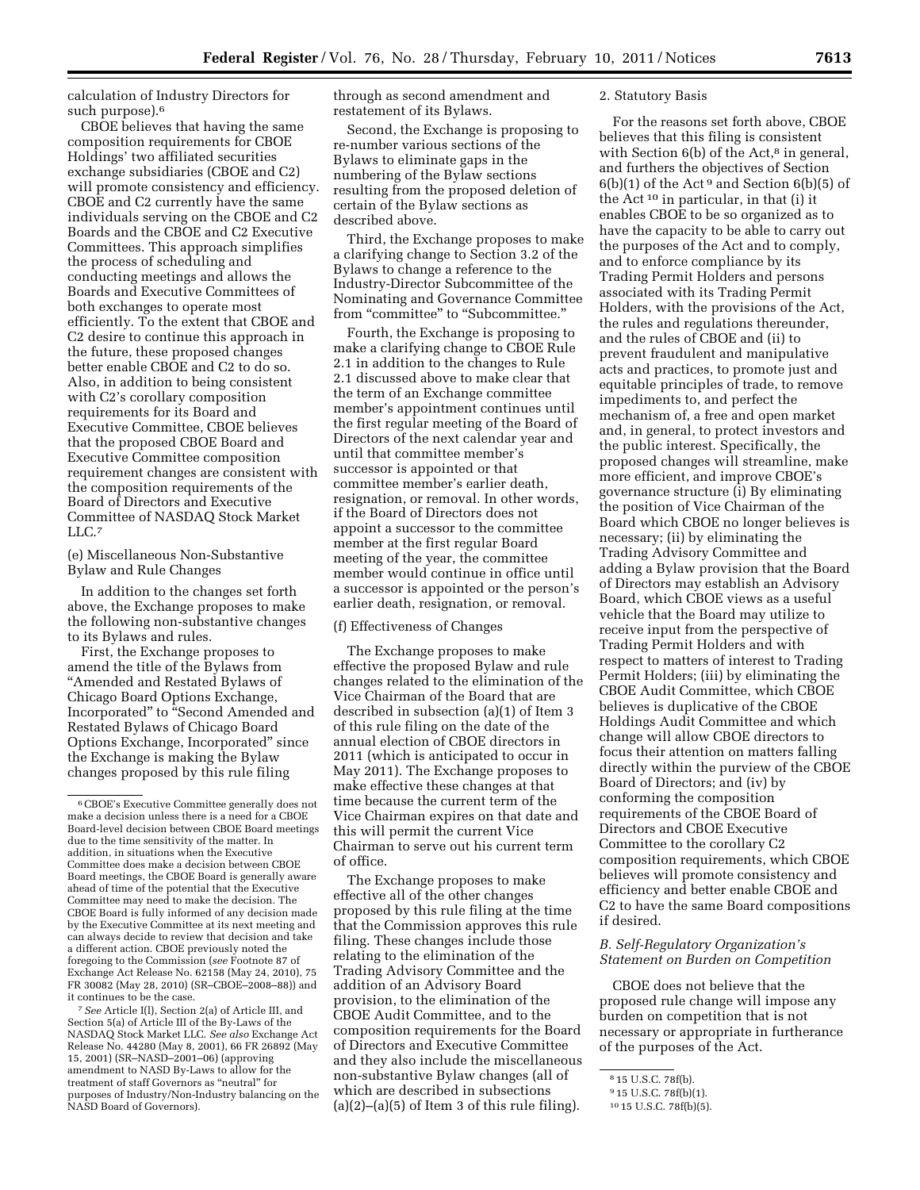calculation of Industry Directors for such purpose).[6]

CBOE believes that having the same composition requirements for CBOE Holdings' two affiliated securities exchange subsidiaries (CBOE and C2) will promote consistency and efficiency. CBOE and C2 currently have the same individuals serving on the CBOE and C2 Boards and the CBOE and C2 Executive Committees. This approach simplifies the process of scheduling and conducting meetings and allows the Boards and Executive Committees of both exchanges to operate most efficiently. To the extent that CBOE and C2 desire to continue this approach in the future, these proposed changes better enable CBOE and C2 to do so. Also, in addition to being consistent with C2's corollary composition requirements for its Board and Executive Committee, CBOE believes that the proposed CBOE Board and Executive Committee composition requirement changes are consistent with the composition requirements of the Board of Directors and Executive Committee of NASDAQ Stock Market LLC.[7]

(e) Miscellaneous Non-Substantive Bylaw and Rule Changes

In addition to the changes set forth above, the Exchange proposes to make the following non-substantive changes to its Bylaws and rules.

First, the Exchange proposes to amend the title of the Bylaws from "Amended and Restated Bylaws of Chicago Board Options Exchange, Incorporated" to "Second Amended and Restated Bylaws of Chicago Board Options Exchange, Incorporated" since the Exchange is making the Bylaw changes proposed by this rule filing through as second amendment and restatement of its Bylaws.

Second, the Exchange is proposing to re-number various sections of the Bylaws to eliminate gaps in the numbering of the Bylaw sections resulting from the proposed deletion of certain of the Bylaw sections as described above.

Third, the Exchange proposes to make a clarifying change to Section 3.2 of the Bylaws to change a reference to the Industry-Director Subcommittee of the Nominating and Governance Committee from "committee" to "Subcommittee."

Fourth, the Exchange is proposing to make a clarifying change to CBOE Rule 2.1 in addition to the changes to Rule 2.1 discussed above to make clear that the term of an Exchange committee member's appointment continues until the first regular meeting of the Board of Directors of the next calendar year and until that committee member's successor is appointed or that committee member's earlier death, resignation, or removal. In other words, if the Board of Directors does not appoint a successor to the committee member at the first regular Board meeting of the year, the committee member would continue in office until a successor is appointed or the person's earlier death, resignation, or removal.

(f) Effectiveness of Changes

The Exchange proposes to make effective the proposed Bylaw and rule changes related to the elimination of the Vice Chairman of the Board that are described in subsection (a)(1) of Item 3 of this rule filing on the date of the annual election of CBOE directors in 2011 (which is anticipated to occur in May 2011). The Exchange proposes to make effective these changes at that time because the current term of the Vice Chairman expires on that date and this will permit the current Vice Chairman to serve out his current term of office.

The Exchange proposes to make effective all of the other changes proposed by this rule filing at the time that the Commission approves this rule filing. These changes include those relating to the elimination of the Trading Advisory Committee and the addition of an Advisory Board provision, to the elimination of the CBOE Audit Committee, and to the composition requirements for the Board of Directors and Executive Committee and they also include the miscellaneous non-substantive Bylaw changes (all of which are described in subsections (a)(2)–(a)(5) of Item 3 of this rule filing).

2. Statutory Basis

For the reasons set forth above, CBOE believes that this filing is consistent with Section 6(b) of the Act,[8] in general, and furthers the objectives of Section 6(b)(1) of the Act[9] and Section 6(b)(5) of the Act[10] in particular, in that (i) it enables CBOE to be so organized as to have the capacity to be able to carry out the purposes of the Act and to comply, and to enforce compliance by its Trading Permit Holders and persons associated with its Trading Permit Holders, with the provisions of the Act, the rules and regulations thereunder, and the rules of CBOE and (ii) to prevent fraudulent and manipulative acts and practices, to promote just and equitable principles of trade, to remove impediments to, and perfect the mechanism of, a free and open market and, in general, to protect investors and the public interest. Specifically, the proposed changes will streamline, make more efficient, and improve CBOE's governance structure (i) By eliminating the position of Vice Chairman of the Board which CBOE no longer believes is necessary; (ii) by eliminating the Trading Advisory Committee and adding a Bylaw provision that the Board of Directors may establish an Advisory Board, which CBOE views as a useful vehicle that the Board may utilize to receive input from the perspective of Trading Permit Holders and with respect to matters of interest to Trading Permit Holders; (iii) by eliminating the CBOE Audit Committee, which CBOE believes is duplicative of the CBOE Holdings Audit Committee and which change will allow CBOE directors to focus their attention on matters falling directly within the purview of the CBOE Board of Directors; and (iv) by conforming the composition requirements of the CBOE Board of Directors and CBOE Executive Committee to the corollary C2 composition requirements, which CBOE believes will promote consistency and efficiency and better enable CBOE and C2 to have the same Board compositions if desired.

### *B. Self-Regulatory Organization's Statement on Burden on Competition*

CBOE does not believe that the proposed rule change will impose any burden on competition that is not necessary or appropriate in furtherance of the purposes of the Act.

---

[6] CBOE's Executive Committee generally does not make a decision unless there is a need for a CBOE Board-level decision between CBOE Board meetings due to the time sensitivity of the matter. In addition, in situations when the Executive Committee does make a decision between CBOE Board meetings, the CBOE Board is generally aware ahead of time of the potential that the Executive Committee may need to make the decision. The CBOE Board is fully informed of any decision made by the Executive Committee at its next meeting and can always decide to review that decision and take a different action. CBOE previously noted the foregoing to the Commission (*see* Footnote 87 of Exchange Act Release No. 62158 (May 24, 2010), 75 FR 30082 (May 28, 2010) (SR–CBOE–2008–88)) and it continues to be the case.

[7] *See* Article I(l), Section 2(a) of Article III, and Section 5(a) of Article III of the By-Laws of the NASDAQ Stock Market LLC. *See also* Exchange Act Release No. 44280 (May 8, 2001), 66 FR 26892 (May 15, 2001) (SR–NASD–2001–06) (approving amendment to NASD By-Laws to allow for the treatment of staff Governors as "neutral" for purposes of Industry/Non-Industry balancing on the NASD Board of Governors).

[8] 15 U.S.C. 78f(b).

[9] 15 U.S.C. 78f(b)(1).

[10] 15 U.S.C. 78f(b)(5).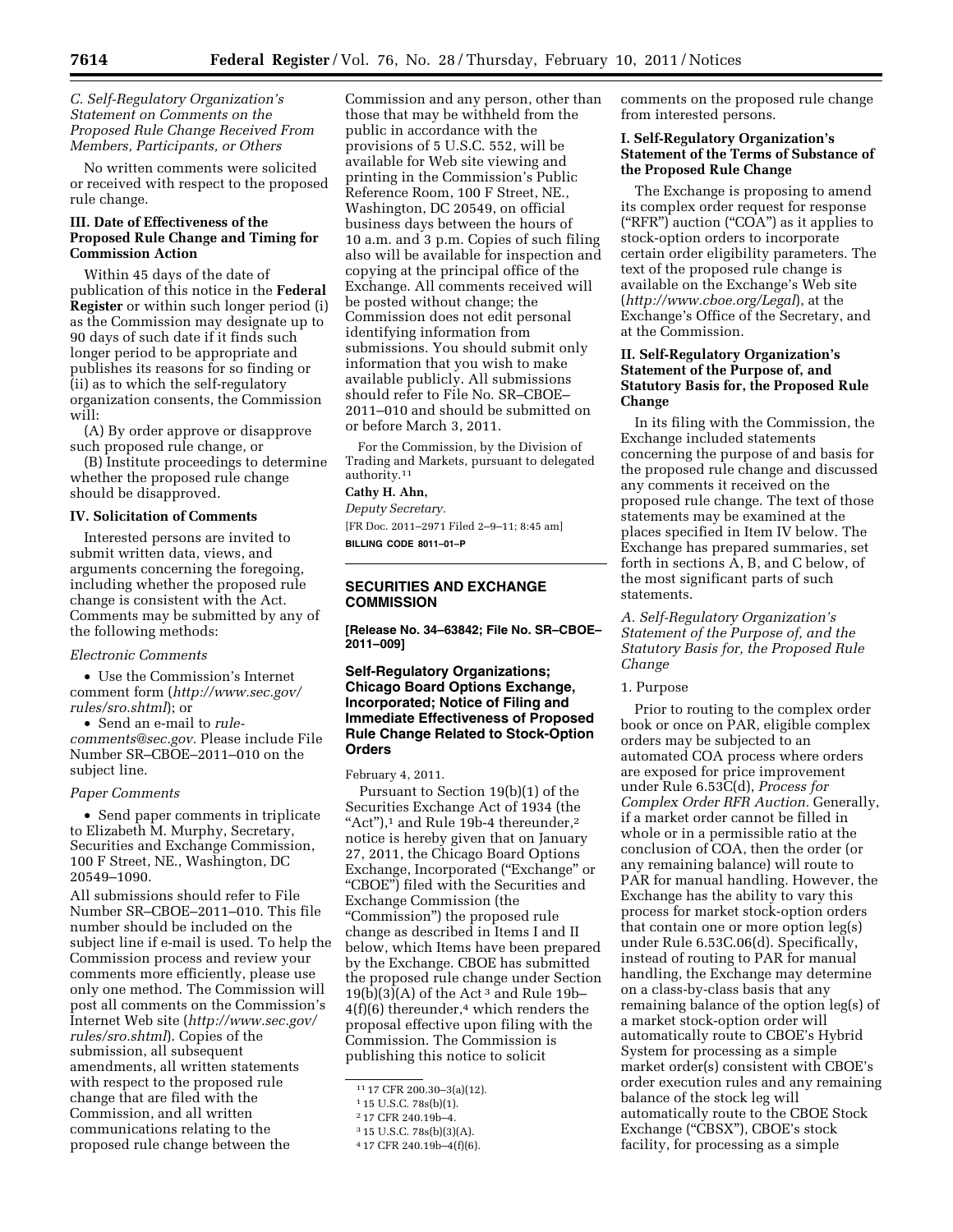*C. Self-Regulatory Organization's Statement on Comments on the Proposed Rule Change Received From Members, Participants, or Others*

No written comments were solicited or received with respect to the proposed rule change.

### III. Date of Effectiveness of the Proposed Rule Change and Timing for Commission Action

Within 45 days of the date of publication of this notice in the **Federal Register** or within such longer period (i) as the Commission may designate up to 90 days of such date if it finds such longer period to be appropriate and publishes its reasons for so finding or (ii) as to which the self-regulatory organization consents, the Commission will:

(A) By order approve or disapprove such proposed rule change, or

(B) Institute proceedings to determine whether the proposed rule change should be disapproved.

### IV. Solicitation of Comments

Interested persons are invited to submit written data, views, and arguments concerning the foregoing, including whether the proposed rule change is consistent with the Act. Comments may be submitted by any of the following methods:

*Electronic Comments*

- Use the Commission's Internet comment form (*http://www.sec.gov/rules/sro.shtml*); or
- Send an e-mail to *rule-comments@sec.gov*. Please include File Number SR–CBOE–2011–010 on the subject line.

*Paper Comments*

- Send paper comments in triplicate to Elizabeth M. Murphy, Secretary, Securities and Exchange Commission, 100 F Street, NE., Washington, DC 20549–1090.

All submissions should refer to File Number SR–CBOE–2011–010. This file number should be included on the subject line if e-mail is used. To help the Commission process and review your comments more efficiently, please use only one method. The Commission will post all comments on the Commission's Internet Web site (*http://www.sec.gov/rules/sro.shtml*). Copies of the submission, all subsequent amendments, all written statements with respect to the proposed rule change that are filed with the Commission, and all written communications relating to the proposed rule change between the Commission and any person, other than those that may be withheld from the public in accordance with the provisions of 5 U.S.C. 552, will be available for Web site viewing and printing in the Commission's Public Reference Room, 100 F Street, NE., Washington, DC 20549, on official business days between the hours of 10 a.m. and 3 p.m. Copies of such filing also will be available for inspection and copying at the principal office of the Exchange. All comments received will be posted without change; the Commission does not edit personal identifying information from submissions. You should submit only information that you wish to make available publicly. All submissions should refer to File No. SR–CBOE–2011–010 and should be submitted on or before March 3, 2011.

For the Commission, by the Division of Trading and Markets, pursuant to delegated authority.[11]

**Cathy H. Ahn,**

*Deputy Secretary.*

[FR Doc. 2011–2971 Filed 2–9–11; 8:45 am]

**BILLING CODE 8011–01–P**

[11] 17 CFR 200.30–3(a)(12).

---

## SECURITIES AND EXCHANGE COMMISSION

**[Release No. 34–63842; File No. SR–CBOE–2011–009]**

## Self-Regulatory Organizations; Chicago Board Options Exchange, Incorporated; Notice of Filing and Immediate Effectiveness of Proposed Rule Change Related to Stock-Option Orders

February 4, 2011.

Pursuant to Section 19(b)(1) of the Securities Exchange Act of 1934 (the "Act"),[1] and Rule 19b-4 thereunder,[2] notice is hereby given that on January 27, 2011, the Chicago Board Options Exchange, Incorporated ("Exchange" or "CBOE") filed with the Securities and Exchange Commission (the "Commission") the proposed rule change as described in Items I and II below, which Items have been prepared by the Exchange. CBOE has submitted the proposed rule change under Section 19(b)(3)(A) of the Act[3] and Rule 19b–4(f)(6) thereunder,[4] which renders the proposal effective upon filing with the Commission. The Commission is publishing this notice to solicit comments on the proposed rule change from interested persons.

[1] 15 U.S.C. 78s(b)(1).

[2] 17 CFR 240.19b–4.

[3] 15 U.S.C. 78s(b)(3)(A).

[4] 17 CFR 240.19b–4(f)(6).

### I. Self-Regulatory Organization's Statement of the Terms of Substance of the Proposed Rule Change

The Exchange is proposing to amend its complex order request for response ("RFR") auction ("COA") as it applies to stock-option orders to incorporate certain order eligibility parameters. The text of the proposed rule change is available on the Exchange's Web site (*http://www.cboe.org/Legal*), at the Exchange's Office of the Secretary, and at the Commission.

### II. Self-Regulatory Organization's Statement of the Purpose of, and Statutory Basis for, the Proposed Rule Change

In its filing with the Commission, the Exchange included statements concerning the purpose of and basis for the proposed rule change and discussed any comments it received on the proposed rule change. The text of those statements may be examined at the places specified in Item IV below. The Exchange has prepared summaries, set forth in sections A, B, and C below, of the most significant parts of such statements.

*A. Self-Regulatory Organization's Statement of the Purpose of, and the Statutory Basis for, the Proposed Rule Change*

1. Purpose

Prior to routing to the complex order book or once on PAR, eligible complex orders may be subjected to an automated COA process where orders are exposed for price improvement under Rule 6.53C(d), *Process for Complex Order RFR Auction.* Generally, if a market order cannot be filled in whole or in a permissible ratio at the conclusion of COA, then the order (or any remaining balance) will route to PAR for manual handling. However, the Exchange has the ability to vary this process for market stock-option orders that contain one or more option leg(s) under Rule 6.53C.06(d). Specifically, instead of routing to PAR for manual handling, the Exchange may determine on a class-by-class basis that any remaining balance of the option leg(s) of a market stock-option order will automatically route to CBOE's Hybrid System for processing as a simple market order(s) consistent with CBOE's order execution rules and any remaining balance of the stock leg will automatically route to the CBOE Stock Exchange ("CBSX"), CBOE's stock facility, for processing as a simple